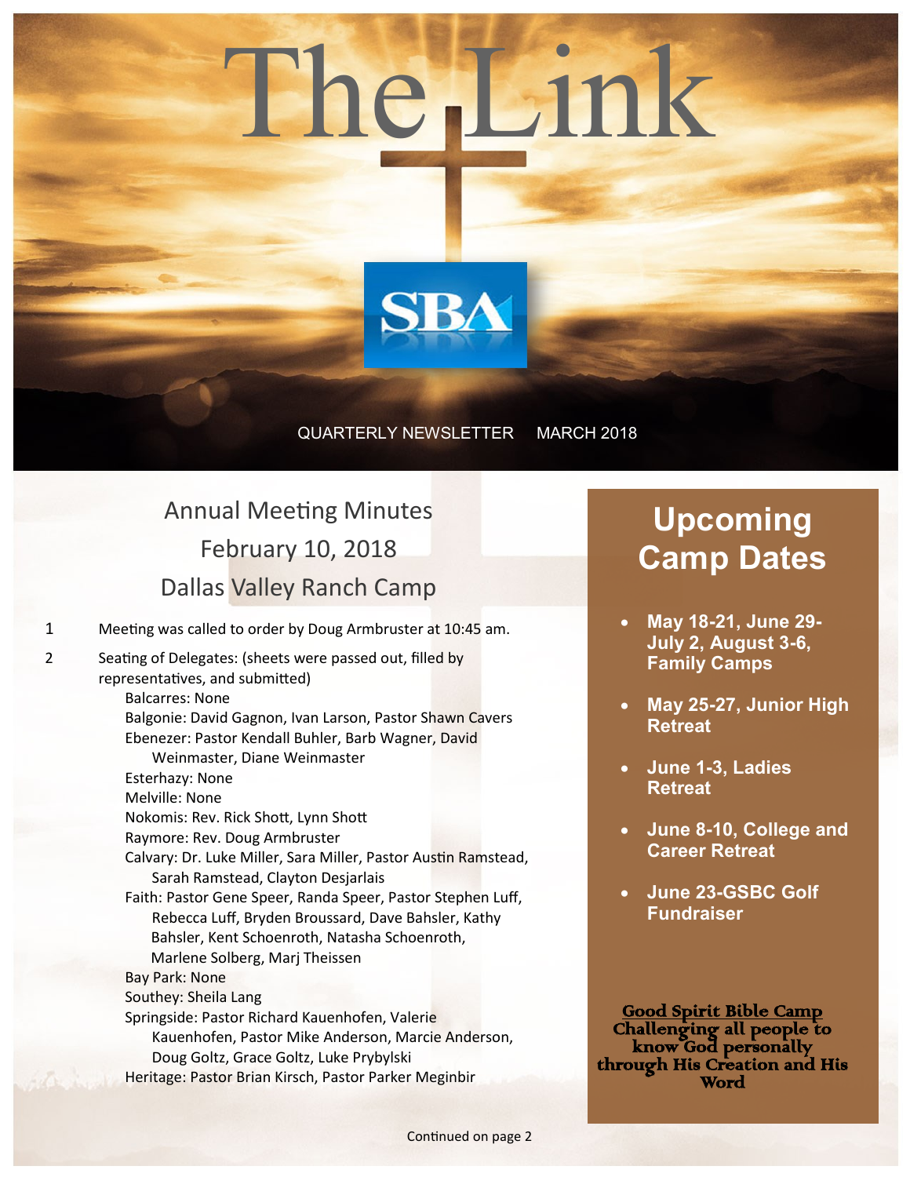# The Link

SBA

QUARTERLY NEWSLETTER MARCH 2018

## Annual Meeting Minutes
## February 10, 2018
## Dallas Valley Ranch Camp

1 Meeting was called to order by Doug Armbruster at 10:45 am.

2 Seating of Delegates: (sheets were passed out, filled by representatives, and submitted)

Balcarres: None
Balgonie: David Gagnon, Ivan Larson, Pastor Shawn Cavers
Ebenezer: Pastor Kendall Buhler, Barb Wagner, David Weinmaster, Diane Weinmaster
Esterhazy: None
Melville: None
Nokomis: Rev. Rick Shott, Lynn Shott
Raymore: Rev. Doug Armbruster
Calvary: Dr. Luke Miller, Sara Miller, Pastor Austin Ramstead, Sarah Ramstead, Clayton Desjarlais
Faith: Pastor Gene Speer, Randa Speer, Pastor Stephen Luff, Rebecca Luff, Bryden Broussard, Dave Bahsler, Kathy Bahsler, Kent Schoenroth, Natasha Schoenroth, Marlene Solberg, Marj Theissen
Bay Park: None
Southey: Sheila Lang
Springside: Pastor Richard Kauenhofen, Valerie Kauenhofen, Pastor Mike Anderson, Marcie Anderson, Doug Goltz, Grace Goltz, Luke Prybylski
Heritage: Pastor Brian Kirsch, Pastor Parker Meginbir

Continued on page 2

## Upcoming Camp Dates

- **May 18-21, June 29-July 2, August 3-6, Family Camps**
- **May 25-27, Junior High Retreat**
- **June 1-3, Ladies Retreat**
- **June 8-10, College and Career Retreat**
- **June 23-GSBC Golf Fundraiser**

**Good Spirit Bible Camp**
**Challenging all people to know God personally through His Creation and His Word**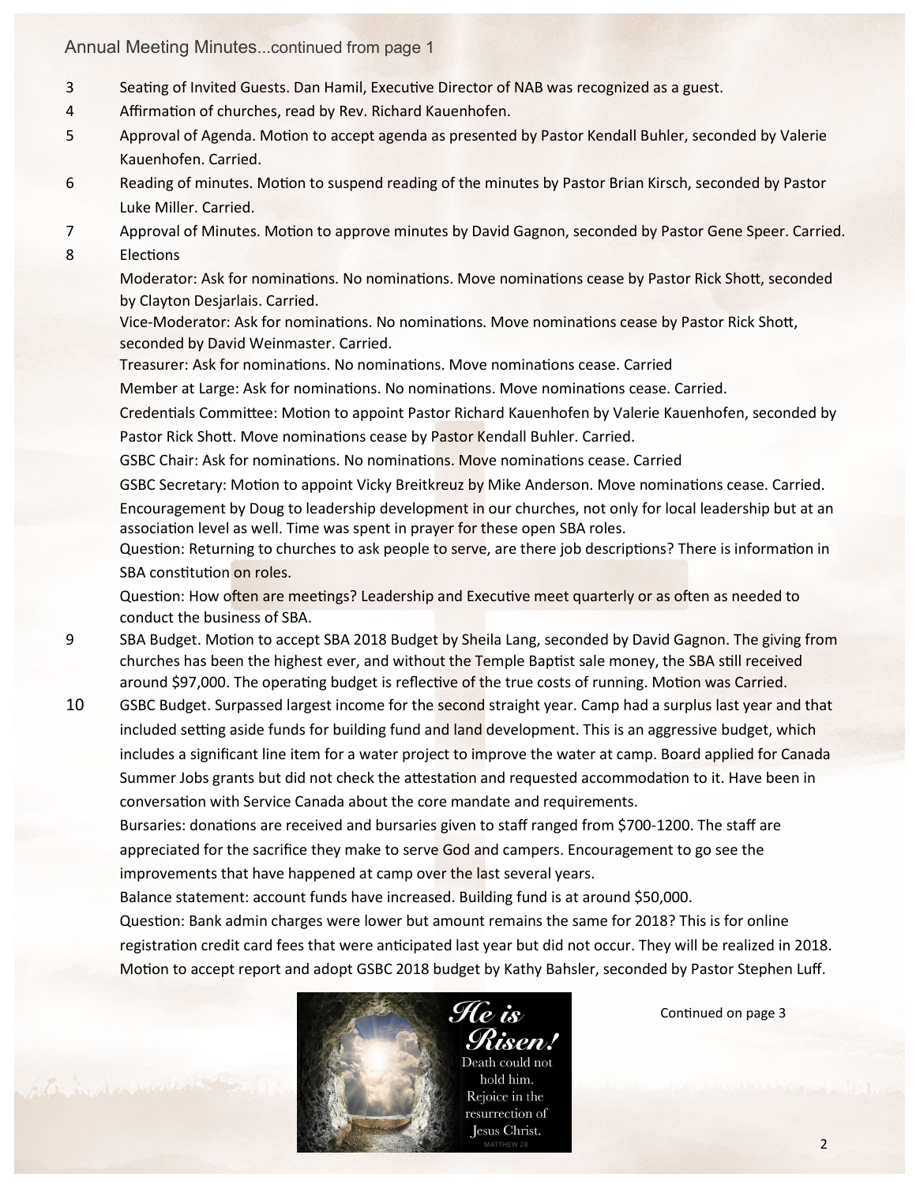Annual Meeting Minutes...continued from page 1

3 Seating of Invited Guests. Dan Hamil, Executive Director of NAB was recognized as a guest.

4 Affirmation of churches, read by Rev. Richard Kauenhofen.

5 Approval of Agenda. Motion to accept agenda as presented by Pastor Kendall Buhler, seconded by Valerie Kauenhofen. Carried.

6 Reading of minutes. Motion to suspend reading of the minutes by Pastor Brian Kirsch, seconded by Pastor Luke Miller. Carried.

7 Approval of Minutes. Motion to approve minutes by David Gagnon, seconded by Pastor Gene Speer. Carried.

8 Elections

Moderator: Ask for nominations. No nominations. Move nominations cease by Pastor Rick Shott, seconded by Clayton Desjarlais. Carried.

Vice-Moderator: Ask for nominations. No nominations. Move nominations cease by Pastor Rick Shott, seconded by David Weinmaster. Carried.

Treasurer: Ask for nominations. No nominations. Move nominations cease. Carried

Member at Large: Ask for nominations. No nominations. Move nominations cease. Carried.

Credentials Committee: Motion to appoint Pastor Richard Kauenhofen by Valerie Kauenhofen, seconded by Pastor Rick Shott. Move nominations cease by Pastor Kendall Buhler. Carried.

GSBC Chair: Ask for nominations. No nominations. Move nominations cease. Carried

GSBC Secretary: Motion to appoint Vicky Breitkreuz by Mike Anderson. Move nominations cease. Carried.

Encouragement by Doug to leadership development in our churches, not only for local leadership but at an association level as well. Time was spent in prayer for these open SBA roles.

Question: Returning to churches to ask people to serve, are there job descriptions? There is information in SBA constitution on roles.

Question: How often are meetings? Leadership and Executive meet quarterly or as often as needed to conduct the business of SBA.

9 SBA Budget. Motion to accept SBA 2018 Budget by Sheila Lang, seconded by David Gagnon. The giving from churches has been the highest ever, and without the Temple Baptist sale money, the SBA still received around $97,000. The operating budget is reflective of the true costs of running. Motion was Carried.

10 GSBC Budget. Surpassed largest income for the second straight year. Camp had a surplus last year and that included setting aside funds for building fund and land development. This is an aggressive budget, which includes a significant line item for a water project to improve the water at camp. Board applied for Canada Summer Jobs grants but did not check the attestation and requested accommodation to it. Have been in conversation with Service Canada about the core mandate and requirements.

Bursaries: donations are received and bursaries given to staff ranged from $700-1200. The staff are appreciated for the sacrifice they make to serve God and campers. Encouragement to go see the improvements that have happened at camp over the last several years.

Balance statement: account funds have increased. Building fund is at around $50,000.

Question: Bank admin charges were lower but amount remains the same for 2018? This is for online registration credit card fees that were anticipated last year but did not occur. They will be realized in 2018.

Motion to accept report and adopt GSBC 2018 budget by Kathy Bahsler, seconded by Pastor Stephen Luff.

*He is Risen!* Death could not hold him. Rejoice in the resurrection of Jesus Christ. MATTHEW 28

Continued on page 3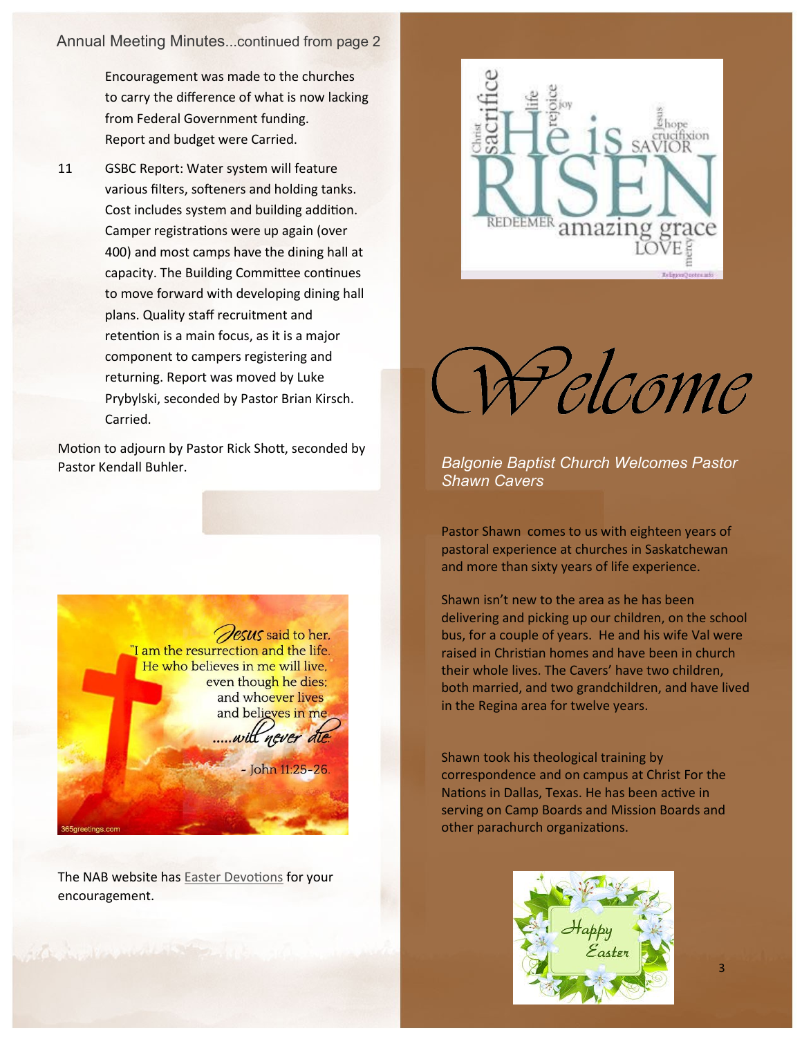Annual Meeting Minutes...continued from page 2

Encouragement was made to the churches to carry the difference of what is now lacking from Federal Government funding. Report and budget were Carried.

11 GSBC Report: Water system will feature various filters, softeners and holding tanks. Cost includes system and building addition. Camper registrations were up again (over 400) and most camps have the dining hall at capacity. The Building Committee continues to move forward with developing dining hall plans. Quality staff recruitment and retention is a main focus, as it is a major component to campers registering and returning. Report was moved by Luke Prybylski, seconded by Pastor Brian Kirsch. Carried.

Motion to adjourn by Pastor Rick Shott, seconded by Pastor Kendall Buhler.

The NAB website has Easter Devotions for your encouragement.

# Welcome

*Balgonie Baptist Church Welcomes Pastor Shawn Cavers*

Pastor Shawn comes to us with eighteen years of pastoral experience at churches in Saskatchewan and more than sixty years of life experience.

Shawn isn't new to the area as he has been delivering and picking up our children, on the school bus, for a couple of years. He and his wife Val were raised in Christian homes and have been in church their whole lives. The Cavers' have two children, both married, and two grandchildren, and have lived in the Regina area for twelve years.

Shawn took his theological training by correspondence and on campus at Christ For the Nations in Dallas, Texas. He has been active in serving on Camp Boards and Mission Boards and other parachurch organizations.